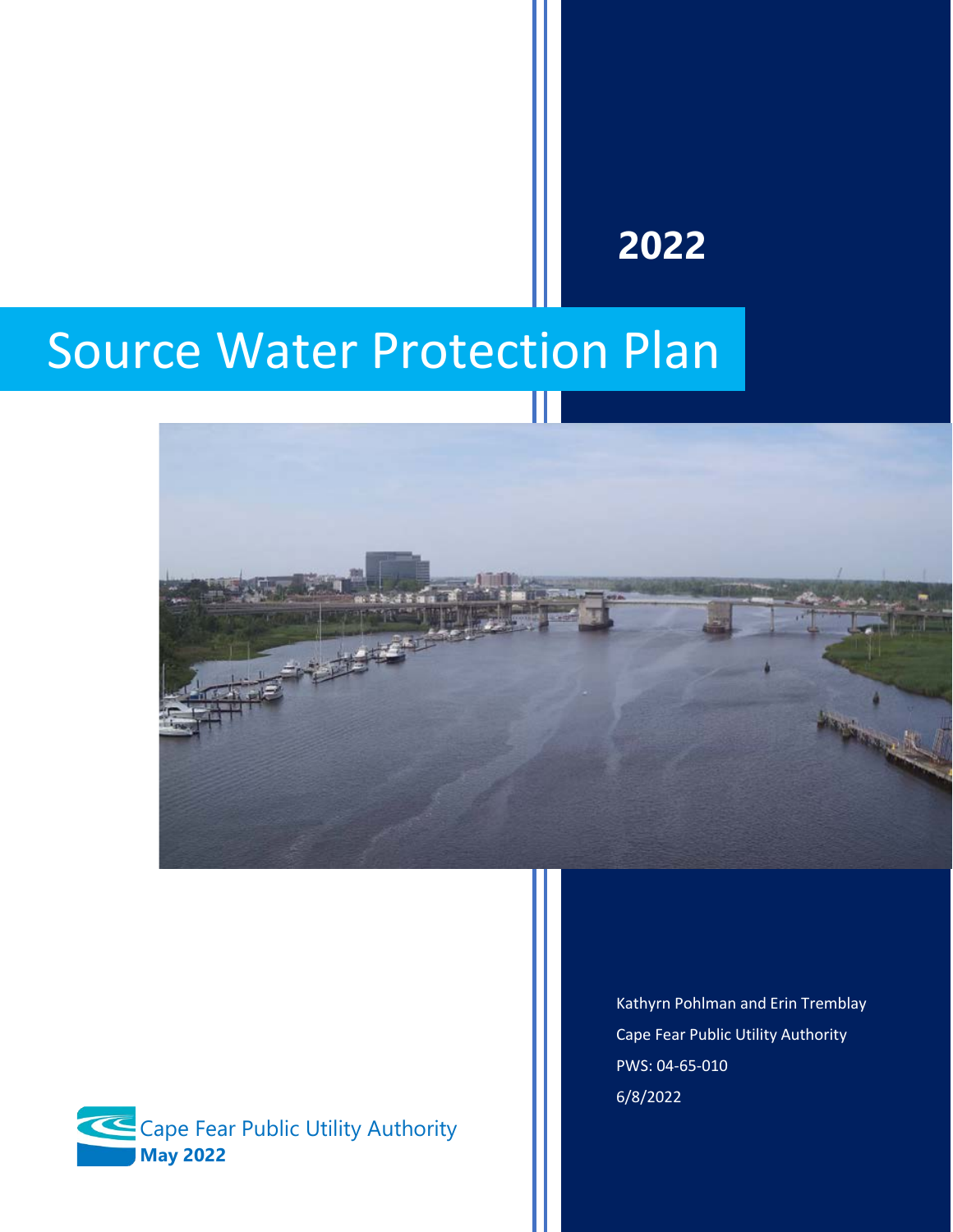# 2022

# Source Water Protection Plan

Kathyrn Pohlman and Erin Tremblay

Cape Fear Public Utility Authority

PWS: 04-65-010

6/8/2022

Cape Fear Public Utility Authority

**May 2022**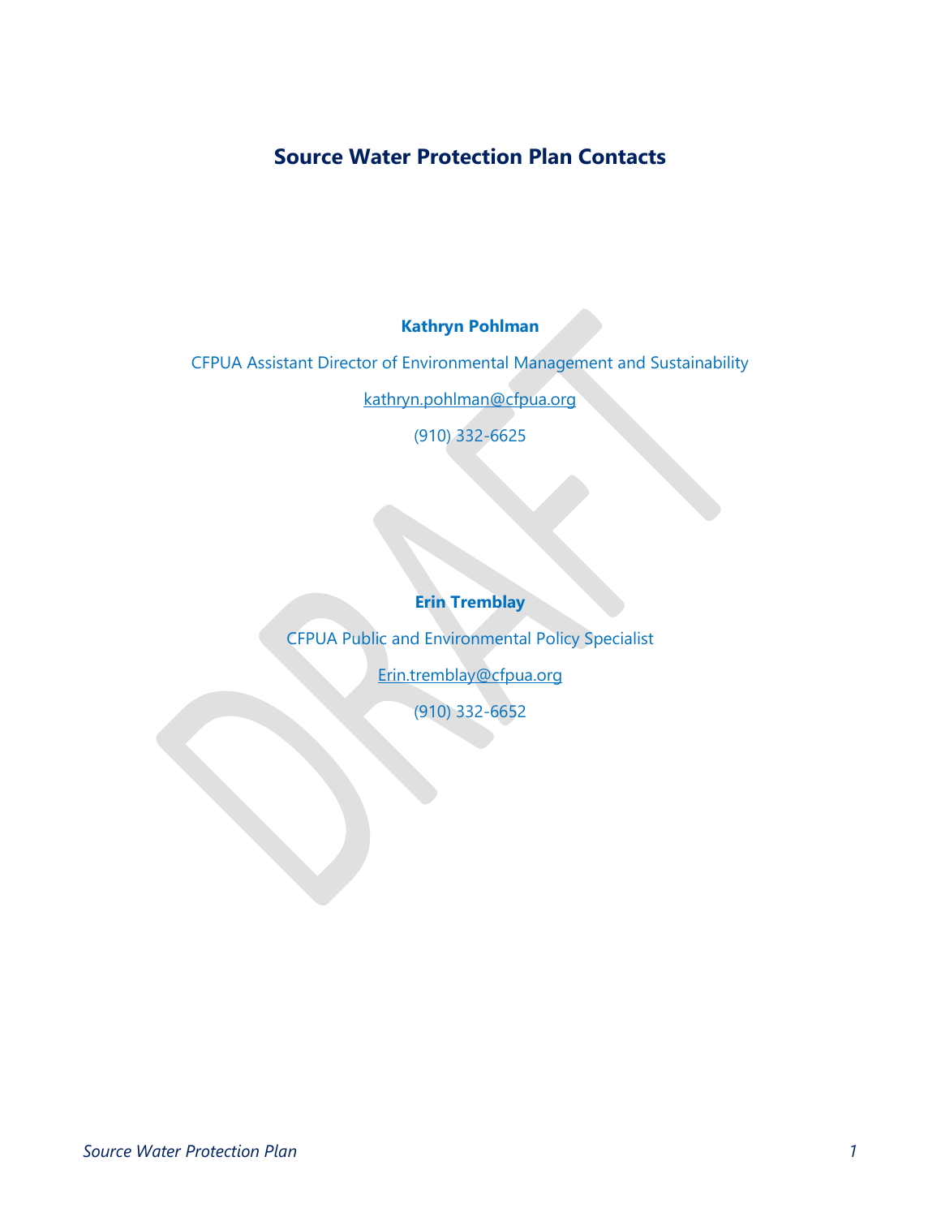# Source Water Protection Plan Contacts

**Kathryn Pohlman**

CFPUA Assistant Director of Environmental Management and Sustainability

kathryn.pohlman@cfpua.org

(910) 332-6625

**Erin Tremblay**

CFPUA Public and Environmental Policy Specialist

Erin.tremblay@cfpua.org

(910) 332-6652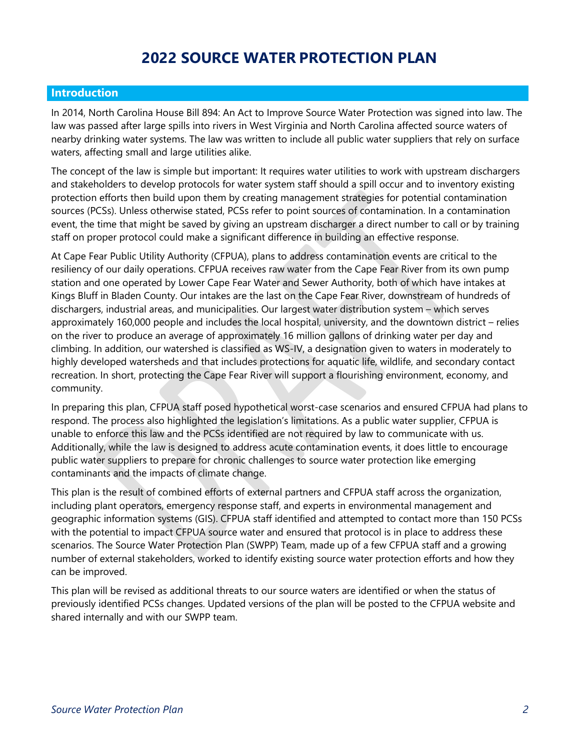# 2022 SOURCE WATER PROTECTION PLAN

## Introduction

In 2014, North Carolina House Bill 894: An Act to Improve Source Water Protection was signed into law. The law was passed after large spills into rivers in West Virginia and North Carolina affected source waters of nearby drinking water systems. The law was written to include all public water suppliers that rely on surface waters, affecting small and large utilities alike.

The concept of the law is simple but important: It requires water utilities to work with upstream dischargers and stakeholders to develop protocols for water system staff should a spill occur and to inventory existing protection efforts then build upon them by creating management strategies for potential contamination sources (PCSs). Unless otherwise stated, PCSs refer to point sources of contamination. In a contamination event, the time that might be saved by giving an upstream discharger a direct number to call or by training staff on proper protocol could make a significant difference in building an effective response.

At Cape Fear Public Utility Authority (CFPUA), plans to address contamination events are critical to the resiliency of our daily operations. CFPUA receives raw water from the Cape Fear River from its own pump station and one operated by Lower Cape Fear Water and Sewer Authority, both of which have intakes at Kings Bluff in Bladen County. Our intakes are the last on the Cape Fear River, downstream of hundreds of dischargers, industrial areas, and municipalities. Our largest water distribution system – which serves approximately 160,000 people and includes the local hospital, university, and the downtown district – relies on the river to produce an average of approximately 16 million gallons of drinking water per day and climbing. In addition, our watershed is classified as WS-IV, a designation given to waters in moderately to highly developed watersheds and that includes protections for aquatic life, wildlife, and secondary contact recreation. In short, protecting the Cape Fear River will support a flourishing environment, economy, and community.

In preparing this plan, CFPUA staff posed hypothetical worst-case scenarios and ensured CFPUA had plans to respond. The process also highlighted the legislation's limitations. As a public water supplier, CFPUA is unable to enforce this law and the PCSs identified are not required by law to communicate with us. Additionally, while the law is designed to address acute contamination events, it does little to encourage public water suppliers to prepare for chronic challenges to source water protection like emerging contaminants and the impacts of climate change.

This plan is the result of combined efforts of external partners and CFPUA staff across the organization, including plant operators, emergency response staff, and experts in environmental management and geographic information systems (GIS). CFPUA staff identified and attempted to contact more than 150 PCSs with the potential to impact CFPUA source water and ensured that protocol is in place to address these scenarios. The Source Water Protection Plan (SWPP) Team, made up of a few CFPUA staff and a growing number of external stakeholders, worked to identify existing source water protection efforts and how they can be improved.

This plan will be revised as additional threats to our source waters are identified or when the status of previously identified PCSs changes. Updated versions of the plan will be posted to the CFPUA website and shared internally and with our SWPP team.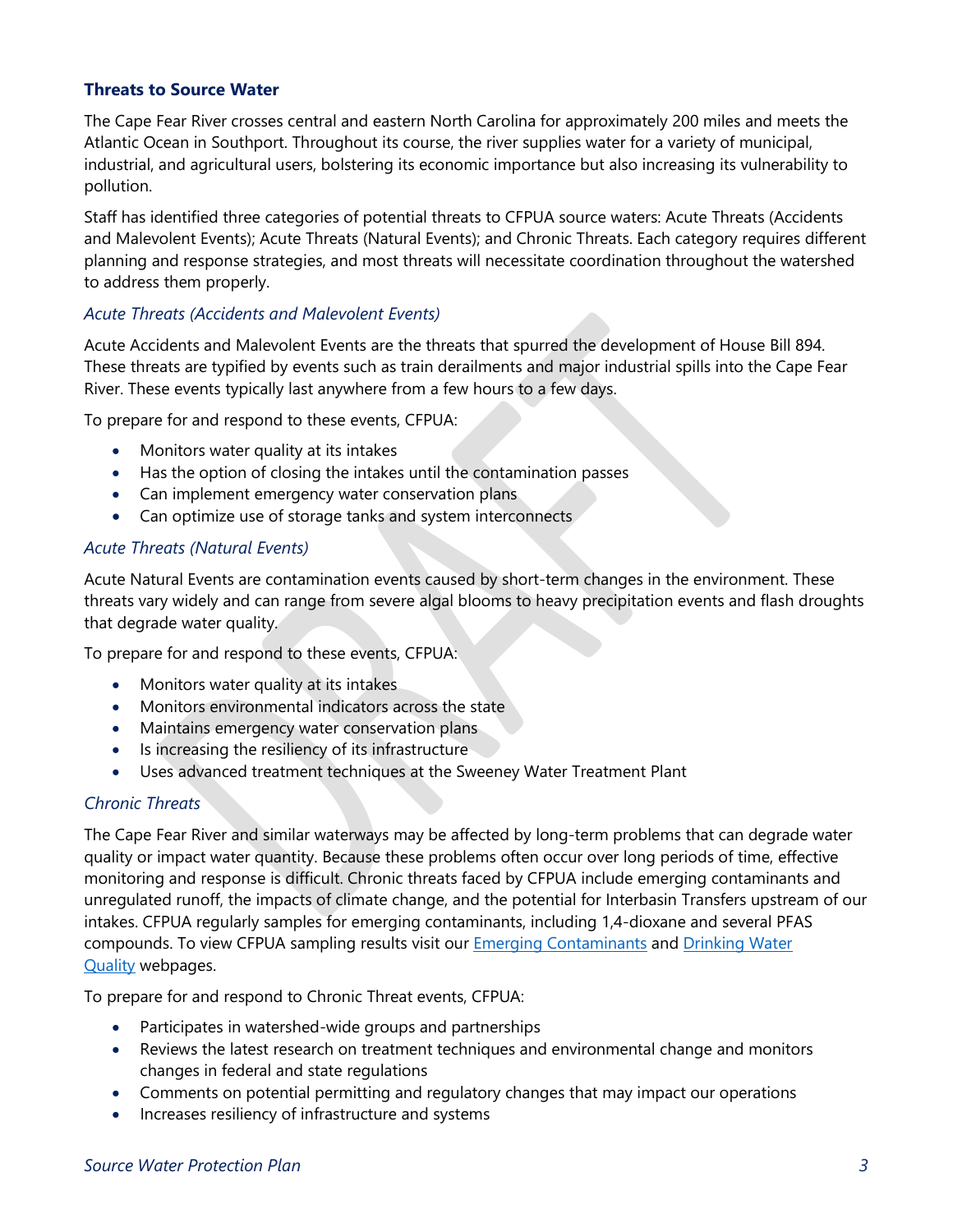### Threats to Source Water

The Cape Fear River crosses central and eastern North Carolina for approximately 200 miles and meets the Atlantic Ocean in Southport. Throughout its course, the river supplies water for a variety of municipal, industrial, and agricultural users, bolstering its economic importance but also increasing its vulnerability to pollution.

Staff has identified three categories of potential threats to CFPUA source waters: Acute Threats (Accidents and Malevolent Events); Acute Threats (Natural Events); and Chronic Threats. Each category requires different planning and response strategies, and most threats will necessitate coordination throughout the watershed to address them properly.

#### *Acute Threats (Accidents and Malevolent Events)*

Acute Accidents and Malevolent Events are the threats that spurred the development of House Bill 894. These threats are typified by events such as train derailments and major industrial spills into the Cape Fear River. These events typically last anywhere from a few hours to a few days.

To prepare for and respond to these events, CFPUA:

- Monitors water quality at its intakes
- Has the option of closing the intakes until the contamination passes
- Can implement emergency water conservation plans
- Can optimize use of storage tanks and system interconnects

#### *Acute Threats (Natural Events)*

Acute Natural Events are contamination events caused by short-term changes in the environment. These threats vary widely and can range from severe algal blooms to heavy precipitation events and flash droughts that degrade water quality.

To prepare for and respond to these events, CFPUA:

- Monitors water quality at its intakes
- Monitors environmental indicators across the state
- Maintains emergency water conservation plans
- Is increasing the resiliency of its infrastructure
- Uses advanced treatment techniques at the Sweeney Water Treatment Plant

#### *Chronic Threats*

The Cape Fear River and similar waterways may be affected by long-term problems that can degrade water quality or impact water quantity. Because these problems often occur over long periods of time, effective monitoring and response is difficult. Chronic threats faced by CFPUA include emerging contaminants and unregulated runoff, the impacts of climate change, and the potential for Interbasin Transfers upstream of our intakes. CFPUA regularly samples for emerging contaminants, including 1,4-dioxane and several PFAS compounds. To view CFPUA sampling results visit our Emerging Contaminants and Drinking Water Quality webpages.

To prepare for and respond to Chronic Threat events, CFPUA:

- Participates in watershed-wide groups and partnerships
- Reviews the latest research on treatment techniques and environmental change and monitors changes in federal and state regulations
- Comments on potential permitting and regulatory changes that may impact our operations
- Increases resiliency of infrastructure and systems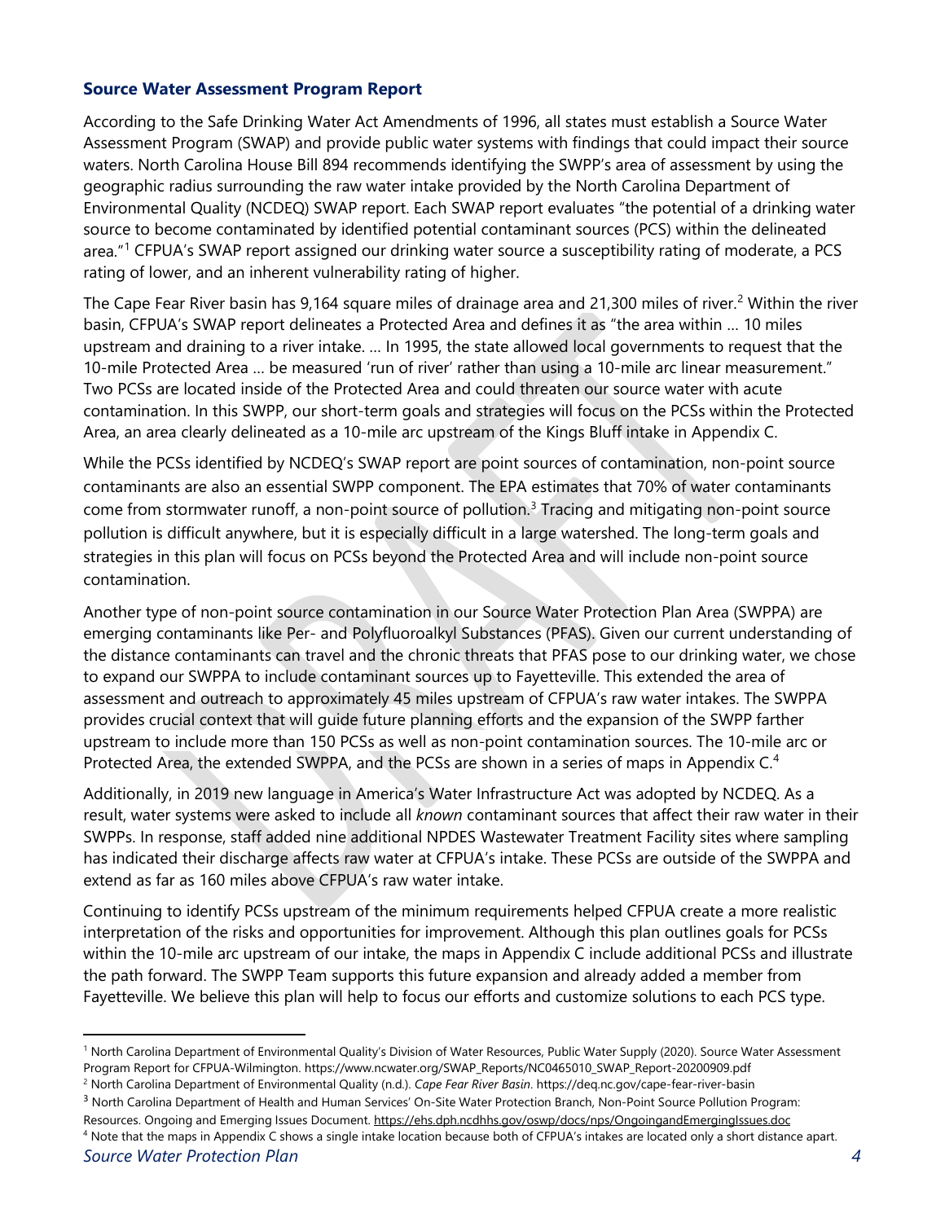### Source Water Assessment Program Report

According to the Safe Drinking Water Act Amendments of 1996, all states must establish a Source Water Assessment Program (SWAP) and provide public water systems with findings that could impact their source waters. North Carolina House Bill 894 recommends identifying the SWPP's area of assessment by using the geographic radius surrounding the raw water intake provided by the North Carolina Department of Environmental Quality (NCDEQ) SWAP report. Each SWAP report evaluates "the potential of a drinking water source to become contaminated by identified potential contaminant sources (PCS) within the delineated area."[1] CFPUA's SWAP report assigned our drinking water source a susceptibility rating of moderate, a PCS rating of lower, and an inherent vulnerability rating of higher.

The Cape Fear River basin has 9,164 square miles of drainage area and 21,300 miles of river.[2] Within the river basin, CFPUA's SWAP report delineates a Protected Area and defines it as "the area within … 10 miles upstream and draining to a river intake. … In 1995, the state allowed local governments to request that the 10-mile Protected Area … be measured 'run of river' rather than using a 10-mile arc linear measurement." Two PCSs are located inside of the Protected Area and could threaten our source water with acute contamination. In this SWPP, our short-term goals and strategies will focus on the PCSs within the Protected Area, an area clearly delineated as a 10-mile arc upstream of the Kings Bluff intake in Appendix C.

While the PCSs identified by NCDEQ's SWAP report are point sources of contamination, non-point source contaminants are also an essential SWPP component. The EPA estimates that 70% of water contaminants come from stormwater runoff, a non-point source of pollution.[3] Tracing and mitigating non-point source pollution is difficult anywhere, but it is especially difficult in a large watershed. The long-term goals and strategies in this plan will focus on PCSs beyond the Protected Area and will include non-point source contamination.

Another type of non-point source contamination in our Source Water Protection Plan Area (SWPPA) are emerging contaminants like Per- and Polyfluoroalkyl Substances (PFAS). Given our current understanding of the distance contaminants can travel and the chronic threats that PFAS pose to our drinking water, we chose to expand our SWPPA to include contaminant sources up to Fayetteville. This extended the area of assessment and outreach to approximately 45 miles upstream of CFPUA's raw water intakes. The SWPPA provides crucial context that will guide future planning efforts and the expansion of the SWPP farther upstream to include more than 150 PCSs as well as non-point contamination sources. The 10-mile arc or Protected Area, the extended SWPPA, and the PCSs are shown in a series of maps in Appendix C.[4]

Additionally, in 2019 new language in America's Water Infrastructure Act was adopted by NCDEQ. As a result, water systems were asked to include all *known* contaminant sources that affect their raw water in their SWPPs. In response, staff added nine additional NPDES Wastewater Treatment Facility sites where sampling has indicated their discharge affects raw water at CFPUA's intake. These PCSs are outside of the SWPPA and extend as far as 160 miles above CFPUA's raw water intake.

Continuing to identify PCSs upstream of the minimum requirements helped CFPUA create a more realistic interpretation of the risks and opportunities for improvement. Although this plan outlines goals for PCSs within the 10-mile arc upstream of our intake, the maps in Appendix C include additional PCSs and illustrate the path forward. The SWPP Team supports this future expansion and already added a member from Fayetteville. We believe this plan will help to focus our efforts and customize solutions to each PCS type.

---

[1] North Carolina Department of Environmental Quality's Division of Water Resources, Public Water Supply (2020). Source Water Assessment Program Report for CFPUA-Wilmington. https://www.ncwater.org/SWAP_Reports/NC0465010_SWAP_Report-20200909.pdf

[2] North Carolina Department of Environmental Quality (n.d.). *Cape Fear River Basin*. https://deq.nc.gov/cape-fear-river-basin

[3] North Carolina Department of Health and Human Services' On-Site Water Protection Branch, Non-Point Source Pollution Program: Resources. Ongoing and Emerging Issues Document. https://ehs.dph.ncdhhs.gov/oswp/docs/nps/OngoingandEmergingIssues.doc

[4] Note that the maps in Appendix C shows a single intake location because both of CFPUA's intakes are located only a short distance apart.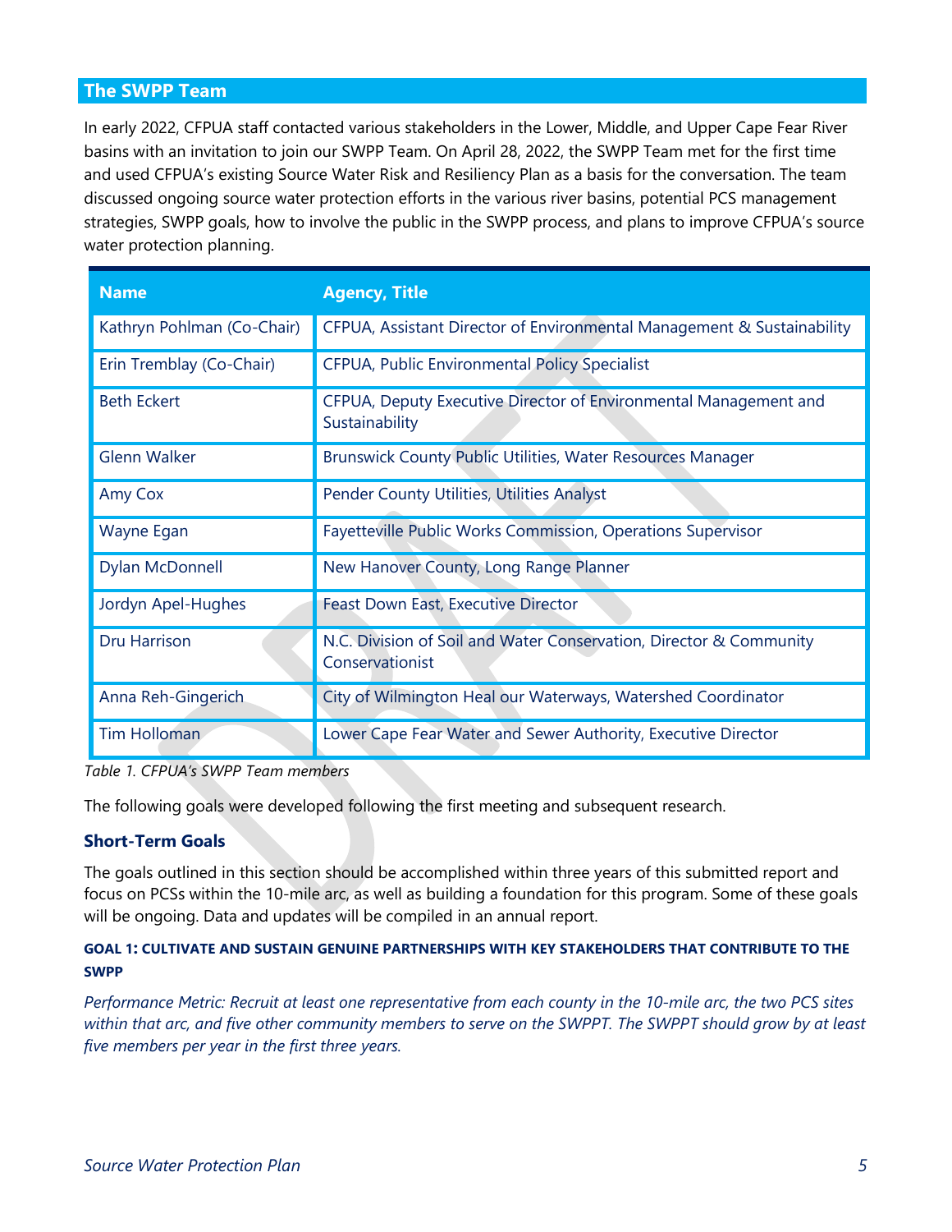## The SWPP Team

In early 2022, CFPUA staff contacted various stakeholders in the Lower, Middle, and Upper Cape Fear River basins with an invitation to join our SWPP Team. On April 28, 2022, the SWPP Team met for the first time and used CFPUA's existing Source Water Risk and Resiliency Plan as a basis for the conversation. The team discussed ongoing source water protection efforts in the various river basins, potential PCS management strategies, SWPP goals, how to involve the public in the SWPP process, and plans to improve CFPUA's source water protection planning.

| Name | Agency, Title |
|---|---|
| Kathryn Pohlman (Co-Chair) | CFPUA, Assistant Director of Environmental Management & Sustainability |
| Erin Tremblay (Co-Chair) | CFPUA, Public Environmental Policy Specialist |
| Beth Eckert | CFPUA, Deputy Executive Director of Environmental Management and Sustainability |
| Glenn Walker | Brunswick County Public Utilities, Water Resources Manager |
| Amy Cox | Pender County Utilities, Utilities Analyst |
| Wayne Egan | Fayetteville Public Works Commission, Operations Supervisor |
| Dylan McDonnell | New Hanover County, Long Range Planner |
| Jordyn Apel-Hughes | Feast Down East, Executive Director |
| Dru Harrison | N.C. Division of Soil and Water Conservation, Director & Community Conservationist |
| Anna Reh-Gingerich | City of Wilmington Heal our Waterways, Watershed Coordinator |
| Tim Holloman | Lower Cape Fear Water and Sewer Authority, Executive Director |

*Table 1. CFPUA's SWPP Team members*

The following goals were developed following the first meeting and subsequent research.

### Short-Term Goals

The goals outlined in this section should be accomplished within three years of this submitted report and focus on PCSs within the 10-mile arc, as well as building a foundation for this program. Some of these goals will be ongoing. Data and updates will be compiled in an annual report.

#### GOAL 1: CULTIVATE AND SUSTAIN GENUINE PARTNERSHIPS WITH KEY STAKEHOLDERS THAT CONTRIBUTE TO THE SWPP

*Performance Metric: Recruit at least one representative from each county in the 10-mile arc, the two PCS sites within that arc, and five other community members to serve on the SWPPT. The SWPPT should grow by at least five members per year in the first three years.*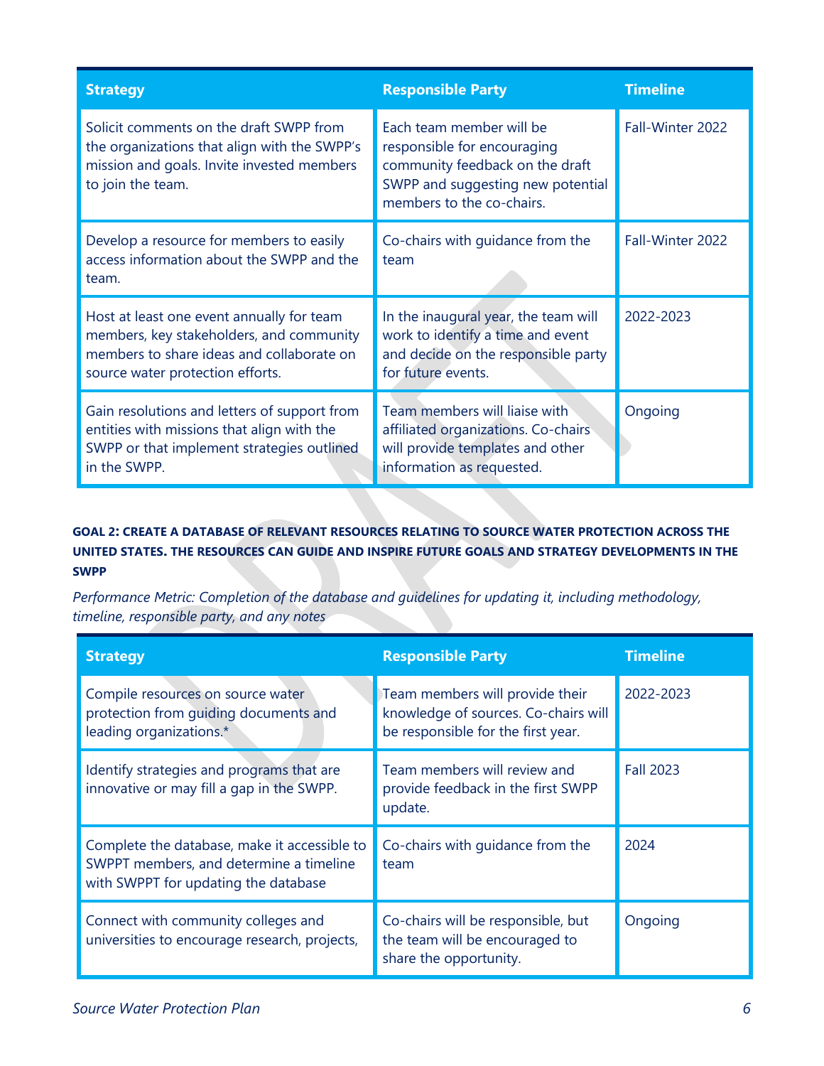| Strategy | Responsible Party | Timeline |
| --- | --- | --- |
| Solicit comments on the draft SWPP from the organizations that align with the SWPP's mission and goals. Invite invested members to join the team. | Each team member will be responsible for encouraging community feedback on the draft SWPP and suggesting new potential members to the co-chairs. | Fall-Winter 2022 |
| Develop a resource for members to easily access information about the SWPP and the team. | Co-chairs with guidance from the team | Fall-Winter 2022 |
| Host at least one event annually for team members, key stakeholders, and community members to share ideas and collaborate on source water protection efforts. | In the inaugural year, the team will work to identify a time and event and decide on the responsible party for future events. | 2022-2023 |
| Gain resolutions and letters of support from entities with missions that align with the SWPP or that implement strategies outlined in the SWPP. | Team members will liaise with affiliated organizations. Co-chairs will provide templates and other information as requested. | Ongoing |

**GOAL 2: CREATE A DATABASE OF RELEVANT RESOURCES RELATING TO SOURCE WATER PROTECTION ACROSS THE UNITED STATES. THE RESOURCES CAN GUIDE AND INSPIRE FUTURE GOALS AND STRATEGY DEVELOPMENTS IN THE SWPP**

*Performance Metric: Completion of the database and guidelines for updating it, including methodology, timeline, responsible party, and any notes*

| Strategy | Responsible Party | Timeline |
| --- | --- | --- |
| Compile resources on source water protection from guiding documents and leading organizations.* | Team members will provide their knowledge of sources. Co-chairs will be responsible for the first year. | 2022-2023 |
| Identify strategies and programs that are innovative or may fill a gap in the SWPP. | Team members will review and provide feedback in the first SWPP update. | Fall 2023 |
| Complete the database, make it accessible to SWPPT members, and determine a timeline with SWPPT for updating the database | Co-chairs with guidance from the team | 2024 |
| Connect with community colleges and universities to encourage research, projects, | Co-chairs will be responsible, but the team will be encouraged to share the opportunity. | Ongoing |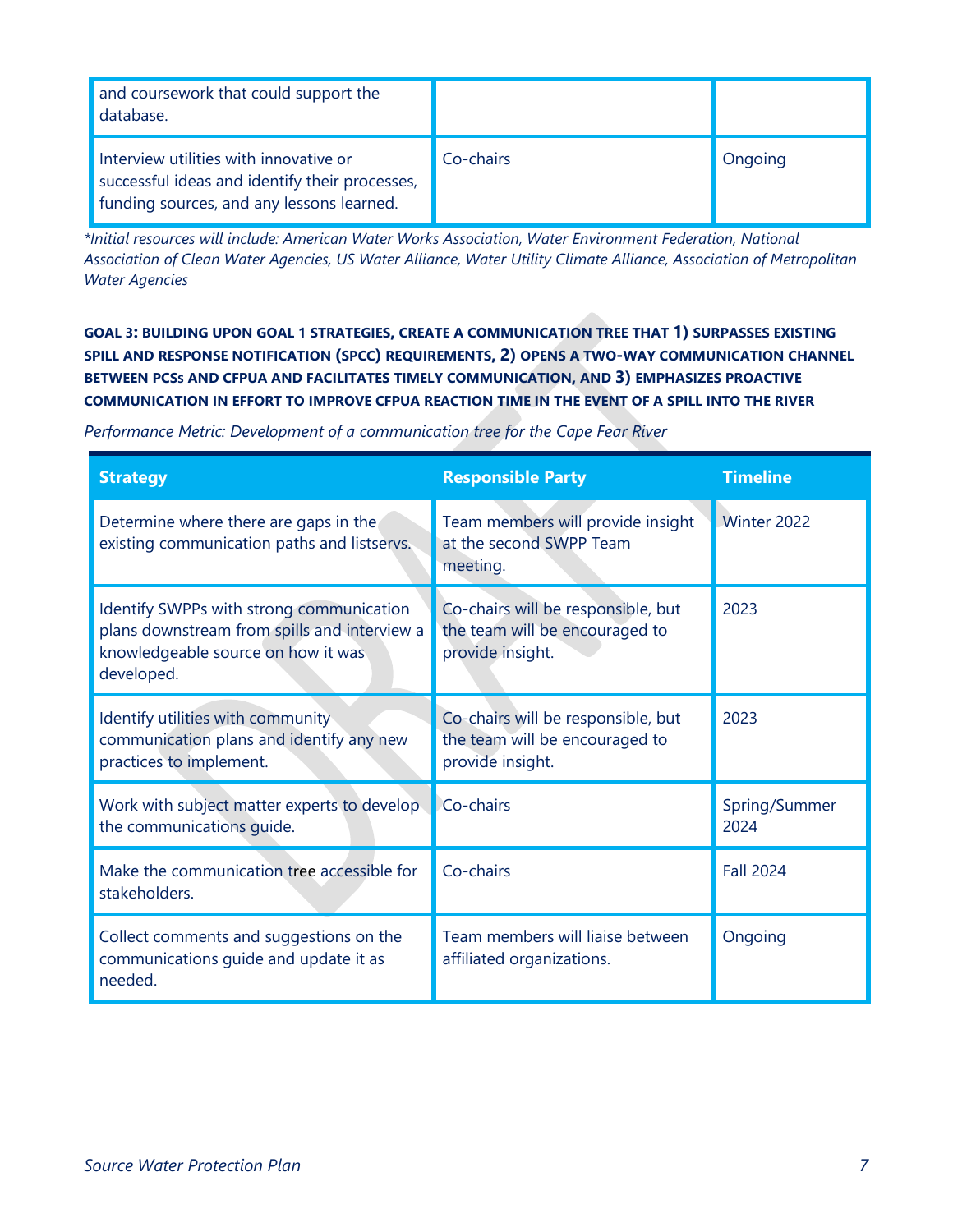| | | |
|---|---|---|
| and coursework that could support the database. | | |
| Interview utilities with innovative or successful ideas and identify their processes, funding sources, and any lessons learned. | Co-chairs | Ongoing |

*\*Initial resources will include: American Water Works Association, Water Environment Federation, National Association of Clean Water Agencies, US Water Alliance, Water Utility Climate Alliance, Association of Metropolitan Water Agencies*

**GOAL 3: BUILDING UPON GOAL 1 STRATEGIES, CREATE A COMMUNICATION TREE THAT 1) SURPASSES EXISTING SPILL AND RESPONSE NOTIFICATION (SPCC) REQUIREMENTS, 2) OPENS A TWO-WAY COMMUNICATION CHANNEL BETWEEN PCSs AND CFPUA AND FACILITATES TIMELY COMMUNICATION, AND 3) EMPHASIZES PROACTIVE COMMUNICATION IN EFFORT TO IMPROVE CFPUA REACTION TIME IN THE EVENT OF A SPILL INTO THE RIVER**

*Performance Metric: Development of a communication tree for the Cape Fear River*

| Strategy | Responsible Party | Timeline |
|---|---|---|
| Determine where there are gaps in the existing communication paths and listservs. | Team members will provide insight at the second SWPP Team meeting. | Winter 2022 |
| Identify SWPPs with strong communication plans downstream from spills and interview a knowledgeable source on how it was developed. | Co-chairs will be responsible, but the team will be encouraged to provide insight. | 2023 |
| Identify utilities with community communication plans and identify any new practices to implement. | Co-chairs will be responsible, but the team will be encouraged to provide insight. | 2023 |
| Work with subject matter experts to develop the communications guide. | Co-chairs | Spring/Summer 2024 |
| Make the communication tree accessible for stakeholders. | Co-chairs | Fall 2024 |
| Collect comments and suggestions on the communications guide and update it as needed. | Team members will liaise between affiliated organizations. | Ongoing |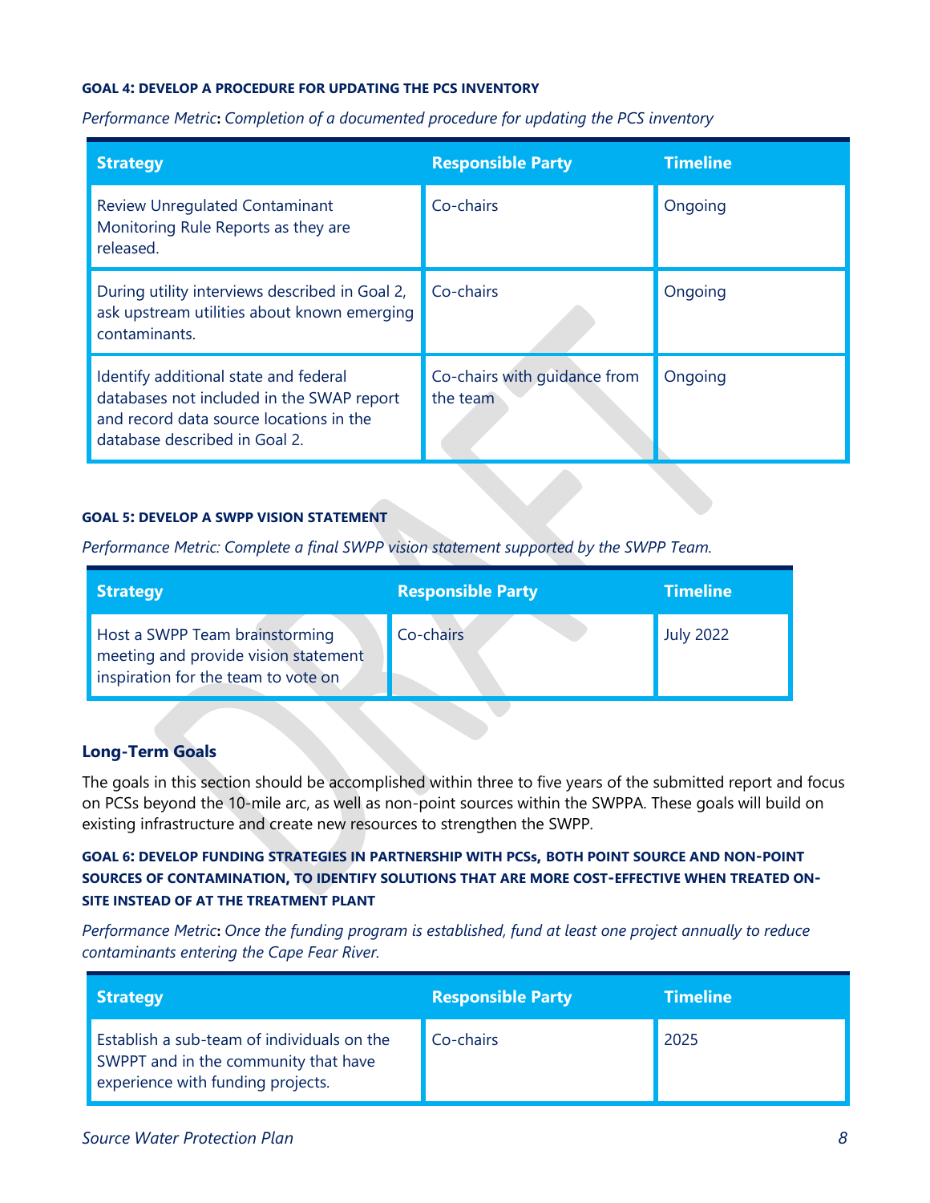#### GOAL 4: DEVELOP A PROCEDURE FOR UPDATING THE PCS INVENTORY

*Performance Metric***:** *Completion of a documented procedure for updating the PCS inventory*

| Strategy | Responsible Party | Timeline |
| --- | --- | --- |
| Review Unregulated Contaminant Monitoring Rule Reports as they are released. | Co-chairs | Ongoing |
| During utility interviews described in Goal 2, ask upstream utilities about known emerging contaminants. | Co-chairs | Ongoing |
| Identify additional state and federal databases not included in the SWAP report and record data source locations in the database described in Goal 2. | Co-chairs with guidance from the team | Ongoing |

#### GOAL 5: DEVELOP A SWPP VISION STATEMENT

*Performance Metric: Complete a final SWPP vision statement supported by the SWPP Team.*

| Strategy | Responsible Party | Timeline |
| --- | --- | --- |
| Host a SWPP Team brainstorming meeting and provide vision statement inspiration for the team to vote on | Co-chairs | July 2022 |

### Long-Term Goals

The goals in this section should be accomplished within three to five years of the submitted report and focus on PCSs beyond the 10-mile arc, as well as non-point sources within the SWPPA. These goals will build on existing infrastructure and create new resources to strengthen the SWPP.

#### GOAL 6: DEVELOP FUNDING STRATEGIES IN PARTNERSHIP WITH PCSs, BOTH POINT SOURCE AND NON-POINT SOURCES OF CONTAMINATION, TO IDENTIFY SOLUTIONS THAT ARE MORE COST-EFFECTIVE WHEN TREATED ON-SITE INSTEAD OF AT THE TREATMENT PLANT

*Performance Metric***:** *Once the funding program is established, fund at least one project annually to reduce contaminants entering the Cape Fear River.*

| Strategy | Responsible Party | Timeline |
| --- | --- | --- |
| Establish a sub-team of individuals on the SWPPT and in the community that have experience with funding projects. | Co-chairs | 2025 |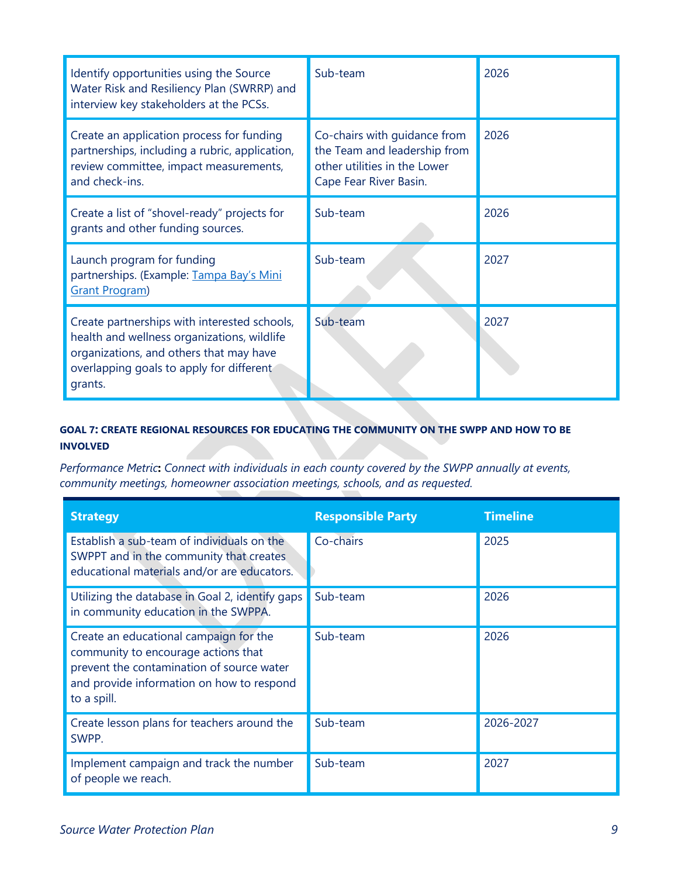| | | |
|---|---|---|
| Identify opportunities using the Source Water Risk and Resiliency Plan (SWRRP) and interview key stakeholders at the PCSs. | Sub-team | 2026 |
| Create an application process for funding partnerships, including a rubric, application, review committee, impact measurements, and check-ins. | Co-chairs with guidance from the Team and leadership from other utilities in the Lower Cape Fear River Basin. | 2026 |
| Create a list of "shovel-ready" projects for grants and other funding sources. | Sub-team | 2026 |
| Launch program for funding partnerships. (Example: [Tampa Bay's Mini Grant Program](Tampa Bay's Mini Grant Program)) | Sub-team | 2027 |
| Create partnerships with interested schools, health and wellness organizations, wildlife organizations, and others that may have overlapping goals to apply for different grants. | Sub-team | 2027 |

#### GOAL 7: CREATE REGIONAL RESOURCES FOR EDUCATING THE COMMUNITY ON THE SWPP AND HOW TO BE INVOLVED

*Performance Metric***:** *Connect with individuals in each county covered by the SWPP annually at events, community meetings, homeowner association meetings, schools, and as requested.*

| Strategy | Responsible Party | Timeline |
|---|---|---|
| Establish a sub-team of individuals on the SWPPT and in the community that creates educational materials and/or are educators. | Co-chairs | 2025 |
| Utilizing the database in Goal 2, identify gaps in community education in the SWPPA. | Sub-team | 2026 |
| Create an educational campaign for the community to encourage actions that prevent the contamination of source water and provide information on how to respond to a spill. | Sub-team | 2026 |
| Create lesson plans for teachers around the SWPP. | Sub-team | 2026-2027 |
| Implement campaign and track the number of people we reach. | Sub-team | 2027 |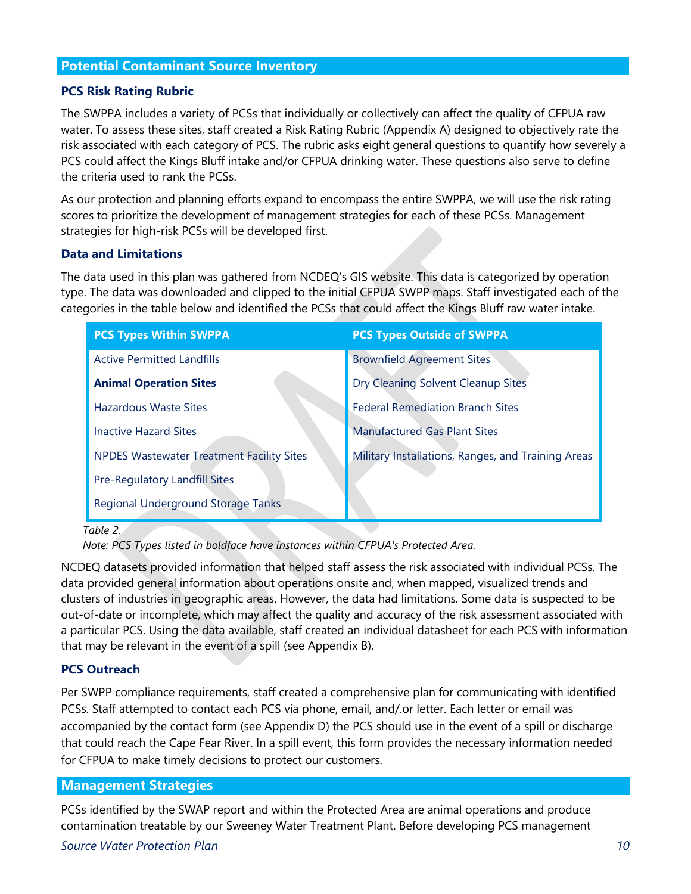## Potential Contaminant Source Inventory

### PCS Risk Rating Rubric

The SWPPA includes a variety of PCSs that individually or collectively can affect the quality of CFPUA raw water. To assess these sites, staff created a Risk Rating Rubric (Appendix A) designed to objectively rate the risk associated with each category of PCS. The rubric asks eight general questions to quantify how severely a PCS could affect the Kings Bluff intake and/or CFPUA drinking water. These questions also serve to define the criteria used to rank the PCSs.

As our protection and planning efforts expand to encompass the entire SWPPA, we will use the risk rating scores to prioritize the development of management strategies for each of these PCSs. Management strategies for high-risk PCSs will be developed first.

### Data and Limitations

The data used in this plan was gathered from NCDEQ's GIS website. This data is categorized by operation type. The data was downloaded and clipped to the initial CFPUA SWPP maps. Staff investigated each of the categories in the table below and identified the PCSs that could affect the Kings Bluff raw water intake.

| PCS Types Within SWPPA | PCS Types Outside of SWPPA |
|---|---|
| Active Permitted Landfills | Brownfield Agreement Sites |
| **Animal Operation Sites** | Dry Cleaning Solvent Cleanup Sites |
| Hazardous Waste Sites | Federal Remediation Branch Sites |
| Inactive Hazard Sites | Manufactured Gas Plant Sites |
| NPDES Wastewater Treatment Facility Sites | Military Installations, Ranges, and Training Areas |
| Pre-Regulatory Landfill Sites | |
| Regional Underground Storage Tanks | |

*Table 2.*
*Note: PCS Types listed in boldface have instances within CFPUA's Protected Area.*

NCDEQ datasets provided information that helped staff assess the risk associated with individual PCSs. The data provided general information about operations onsite and, when mapped, visualized trends and clusters of industries in geographic areas. However, the data had limitations. Some data is suspected to be out-of-date or incomplete, which may affect the quality and accuracy of the risk assessment associated with a particular PCS. Using the data available, staff created an individual datasheet for each PCS with information that may be relevant in the event of a spill (see Appendix B).

### PCS Outreach

Per SWPP compliance requirements, staff created a comprehensive plan for communicating with identified PCSs. Staff attempted to contact each PCS via phone, email, and/.or letter. Each letter or email was accompanied by the contact form (see Appendix D) the PCS should use in the event of a spill or discharge that could reach the Cape Fear River. In a spill event, this form provides the necessary information needed for CFPUA to make timely decisions to protect our customers.

## Management Strategies

PCSs identified by the SWAP report and within the Protected Area are animal operations and produce contamination treatable by our Sweeney Water Treatment Plant. Before developing PCS management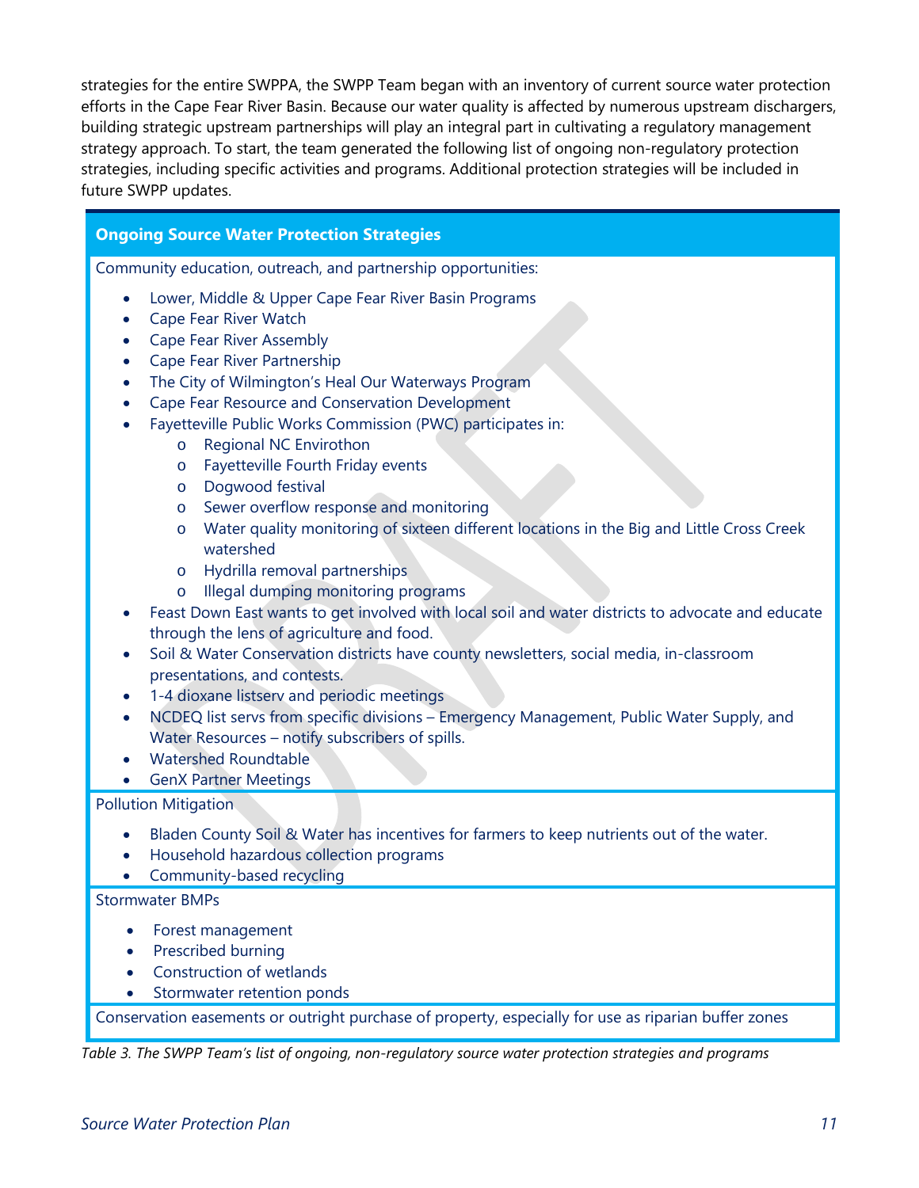strategies for the entire SWPPA, the SWPP Team began with an inventory of current source water protection efforts in the Cape Fear River Basin. Because our water quality is affected by numerous upstream dischargers, building strategic upstream partnerships will play an integral part in cultivating a regulatory management strategy approach. To start, the team generated the following list of ongoing non-regulatory protection strategies, including specific activities and programs. Additional protection strategies will be included in future SWPP updates.

| **Ongoing Source Water Protection Strategies** |
| --- |
| Community education, outreach, and partnership opportunities:<br>• Lower, Middle & Upper Cape Fear River Basin Programs<br>• Cape Fear River Watch<br>• Cape Fear River Assembly<br>• Cape Fear River Partnership<br>• The City of Wilmington's Heal Our Waterways Program<br>• Cape Fear Resource and Conservation Development<br>• Fayetteville Public Works Commission (PWC) participates in:<br>&nbsp;&nbsp;&nbsp;&nbsp;o Regional NC Envirothon<br>&nbsp;&nbsp;&nbsp;&nbsp;o Fayetteville Fourth Friday events<br>&nbsp;&nbsp;&nbsp;&nbsp;o Dogwood festival<br>&nbsp;&nbsp;&nbsp;&nbsp;o Sewer overflow response and monitoring<br>&nbsp;&nbsp;&nbsp;&nbsp;o Water quality monitoring of sixteen different locations in the Big and Little Cross Creek watershed<br>&nbsp;&nbsp;&nbsp;&nbsp;o Hydrilla removal partnerships<br>&nbsp;&nbsp;&nbsp;&nbsp;o Illegal dumping monitoring programs<br>• Feast Down East wants to get involved with local soil and water districts to advocate and educate through the lens of agriculture and food.<br>• Soil & Water Conservation districts have county newsletters, social media, in-classroom presentations, and contests.<br>• 1-4 dioxane listserv and periodic meetings<br>• NCDEQ list servs from specific divisions – Emergency Management, Public Water Supply, and Water Resources – notify subscribers of spills.<br>• Watershed Roundtable<br>• GenX Partner Meetings |
| Pollution Mitigation<br>• Bladen County Soil & Water has incentives for farmers to keep nutrients out of the water.<br>• Household hazardous collection programs<br>• Community-based recycling |
| Stormwater BMPs<br>• Forest management<br>• Prescribed burning<br>• Construction of wetlands<br>• Stormwater retention ponds |
| Conservation easements or outright purchase of property, especially for use as riparian buffer zones |

*Table 3. The SWPP Team's list of ongoing, non-regulatory source water protection strategies and programs*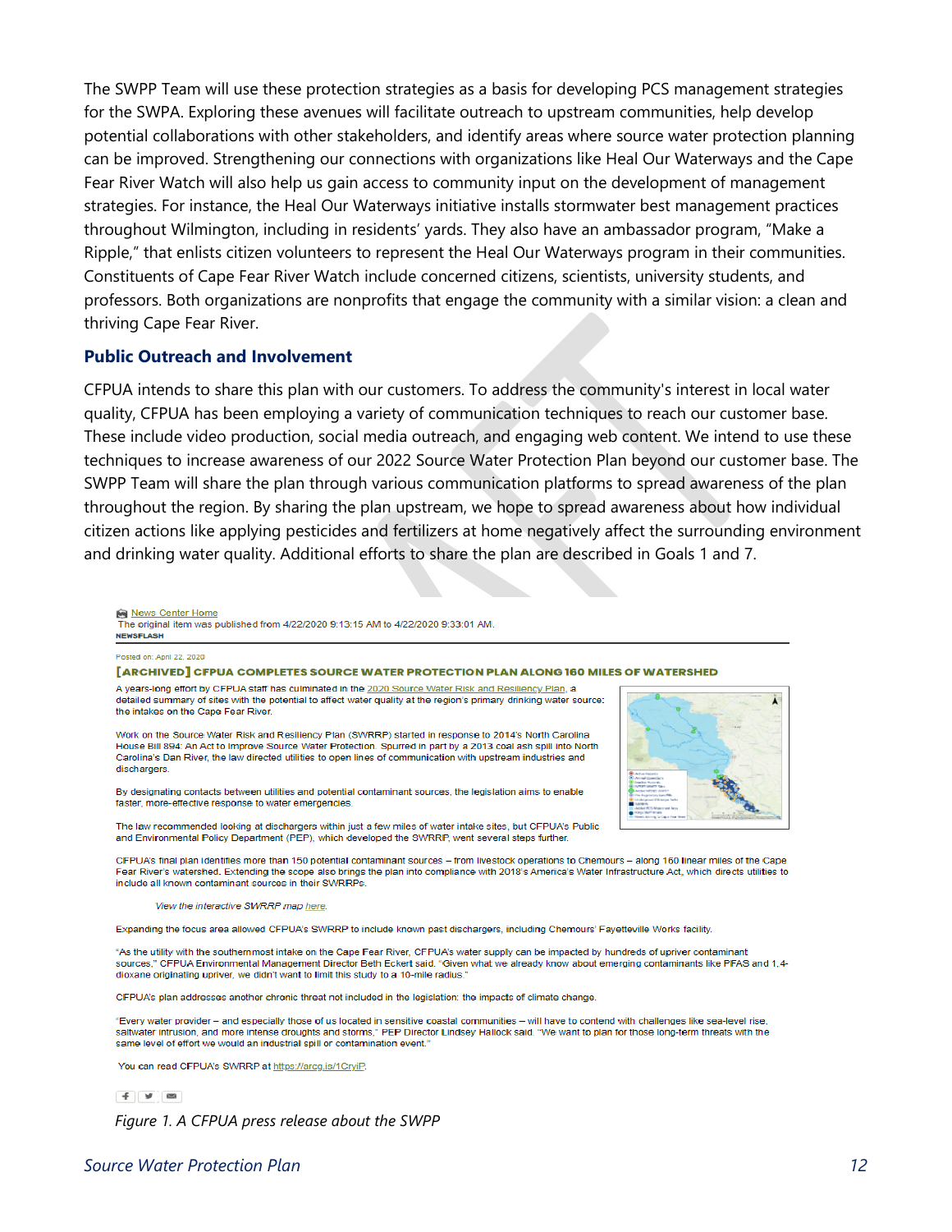The SWPP Team will use these protection strategies as a basis for developing PCS management strategies for the SWPA. Exploring these avenues will facilitate outreach to upstream communities, help develop potential collaborations with other stakeholders, and identify areas where source water protection planning can be improved. Strengthening our connections with organizations like Heal Our Waterways and the Cape Fear River Watch will also help us gain access to community input on the development of management strategies. For instance, the Heal Our Waterways initiative installs stormwater best management practices throughout Wilmington, including in residents' yards. They also have an ambassador program, "Make a Ripple," that enlists citizen volunteers to represent the Heal Our Waterways program in their communities. Constituents of Cape Fear River Watch include concerned citizens, scientists, university students, and professors. Both organizations are nonprofits that engage the community with a similar vision: a clean and thriving Cape Fear River.

## Public Outreach and Involvement

CFPUA intends to share this plan with our customers. To address the community's interest in local water quality, CFPUA has been employing a variety of communication techniques to reach our customer base. These include video production, social media outreach, and engaging web content. We intend to use these techniques to increase awareness of our 2022 Source Water Protection Plan beyond our customer base. The SWPP Team will share the plan through various communication platforms to spread awareness of the plan throughout the region. By sharing the plan upstream, we hope to spread awareness about how individual citizen actions like applying pesticides and fertilizers at home negatively affect the surrounding environment and drinking water quality. Additional efforts to share the plan are described in Goals 1 and 7.

News Center Home
The original item was published from 4/22/2020 9:13:15 AM to 4/22/2020 9:33:01 AM.
NEWSFLASH

Posted on: April 22, 2020

**[ARCHIVED] CFPUA COMPLETES SOURCE WATER PROTECTION PLAN ALONG 160 MILES OF WATERSHED**

A years-long effort by CFPUA staff has culminated in the 2020 Source Water Risk and Resiliency Plan, a detailed summary of sites with the potential to affect water quality at the region's primary drinking water source: the intakes on the Cape Fear River.

Work on the Source Water Risk and Resiliency Plan (SWRRP) started in response to 2014's North Carolina House Bill 894: An Act to Improve Source Water Protection. Spurred in part by a 2013 coal ash spill into North Carolina's Dan River, the law directed utilities to open lines of communication with upstream industries and dischargers.

By designating contacts between utilities and potential contaminant sources, the legislation aims to enable faster, more-effective response to water emergencies.

The law recommended looking at dischargers within just a few miles of water intake sites, but CFPUA's Public and Environmental Policy Department (PEP), which developed the SWRRP, went several steps further.

CFPUA's final plan identifies more than 150 potential contaminant sources – from livestock operations to Chemours – along 160 linear miles of the Cape Fear River's watershed. Extending the scope also brings the plan into compliance with 2018's America's Water Infrastructure Act, which directs utilities to include all known contaminant sources in their SWRRPs.

*View the interactive SWRRP map here.*

Expanding the focus area allowed CFPUA's SWRRP to include known past dischargers, including Chemours' Fayetteville Works facility.

"As the utility with the southernmost intake on the Cape Fear River, CFPUA's water supply can be impacted by hundreds of upriver contaminant sources," CFPUA Environmental Management Director Beth Eckert said. "Given what we already know about emerging contaminants like PFAS and 1,4-dioxane originating upriver, we didn't want to limit this study to a 10-mile radius."

CFPUA's plan addresses another chronic threat not included in the legislation: the impacts of climate change.

"Every water provider – and especially those of us located in sensitive coastal communities – will have to contend with challenges like sea-level rise, saltwater intrusion, and more intense droughts and storms," PEP Director Lindsey Hallock said. "We want to plan for those long-term threats with the same level of effort we would an industrial spill or contamination event."

You can read CFPUA's SWRRP at https://arcg.is/1CryiP.

*Figure 1. A CFPUA press release about the SWPP*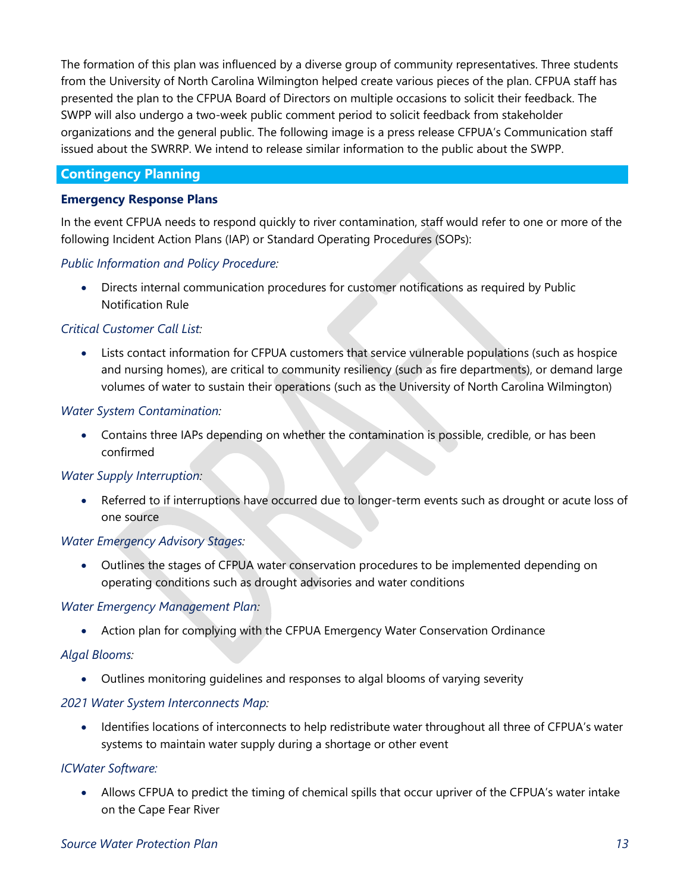The formation of this plan was influenced by a diverse group of community representatives. Three students from the University of North Carolina Wilmington helped create various pieces of the plan. CFPUA staff has presented the plan to the CFPUA Board of Directors on multiple occasions to solicit their feedback. The SWPP will also undergo a two-week public comment period to solicit feedback from stakeholder organizations and the general public. The following image is a press release CFPUA's Communication staff issued about the SWRRP. We intend to release similar information to the public about the SWPP.

## Contingency Planning

### Emergency Response Plans

In the event CFPUA needs to respond quickly to river contamination, staff would refer to one or more of the following Incident Action Plans (IAP) or Standard Operating Procedures (SOPs):

*Public Information and Policy Procedure:*

- Directs internal communication procedures for customer notifications as required by Public Notification Rule

*Critical Customer Call List:*

- Lists contact information for CFPUA customers that service vulnerable populations (such as hospice and nursing homes), are critical to community resiliency (such as fire departments), or demand large volumes of water to sustain their operations (such as the University of North Carolina Wilmington)

*Water System Contamination:*

- Contains three IAPs depending on whether the contamination is possible, credible, or has been confirmed

*Water Supply Interruption:*

- Referred to if interruptions have occurred due to longer-term events such as drought or acute loss of one source

*Water Emergency Advisory Stages:*

- Outlines the stages of CFPUA water conservation procedures to be implemented depending on operating conditions such as drought advisories and water conditions

*Water Emergency Management Plan:*

- Action plan for complying with the CFPUA Emergency Water Conservation Ordinance

*Algal Blooms:*

- Outlines monitoring guidelines and responses to algal blooms of varying severity

*2021 Water System Interconnects Map:*

- Identifies locations of interconnects to help redistribute water throughout all three of CFPUA's water systems to maintain water supply during a shortage or other event

*ICWater Software:*

- Allows CFPUA to predict the timing of chemical spills that occur upriver of the CFPUA's water intake on the Cape Fear River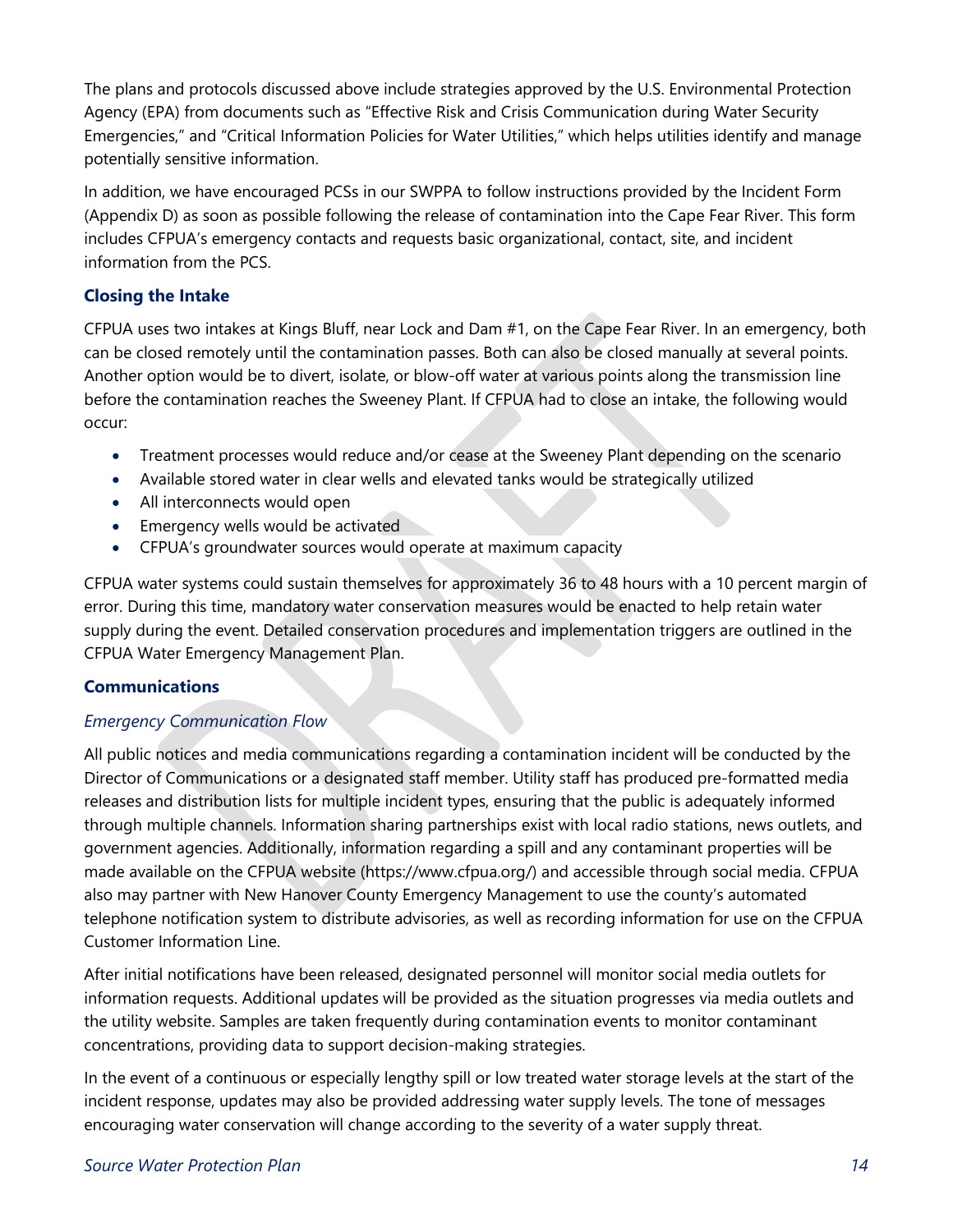The plans and protocols discussed above include strategies approved by the U.S. Environmental Protection Agency (EPA) from documents such as "Effective Risk and Crisis Communication during Water Security Emergencies," and "Critical Information Policies for Water Utilities," which helps utilities identify and manage potentially sensitive information.

In addition, we have encouraged PCSs in our SWPPA to follow instructions provided by the Incident Form (Appendix D) as soon as possible following the release of contamination into the Cape Fear River. This form includes CFPUA's emergency contacts and requests basic organizational, contact, site, and incident information from the PCS.

### Closing the Intake

CFPUA uses two intakes at Kings Bluff, near Lock and Dam #1, on the Cape Fear River. In an emergency, both can be closed remotely until the contamination passes. Both can also be closed manually at several points. Another option would be to divert, isolate, or blow-off water at various points along the transmission line before the contamination reaches the Sweeney Plant. If CFPUA had to close an intake, the following would occur:

- Treatment processes would reduce and/or cease at the Sweeney Plant depending on the scenario
- Available stored water in clear wells and elevated tanks would be strategically utilized
- All interconnects would open
- Emergency wells would be activated
- CFPUA's groundwater sources would operate at maximum capacity

CFPUA water systems could sustain themselves for approximately 36 to 48 hours with a 10 percent margin of error. During this time, mandatory water conservation measures would be enacted to help retain water supply during the event. Detailed conservation procedures and implementation triggers are outlined in the CFPUA Water Emergency Management Plan.

### Communications

#### *Emergency Communication Flow*

All public notices and media communications regarding a contamination incident will be conducted by the Director of Communications or a designated staff member. Utility staff has produced pre-formatted media releases and distribution lists for multiple incident types, ensuring that the public is adequately informed through multiple channels. Information sharing partnerships exist with local radio stations, news outlets, and government agencies. Additionally, information regarding a spill and any contaminant properties will be made available on the CFPUA website (https://www.cfpua.org/) and accessible through social media. CFPUA also may partner with New Hanover County Emergency Management to use the county's automated telephone notification system to distribute advisories, as well as recording information for use on the CFPUA Customer Information Line.

After initial notifications have been released, designated personnel will monitor social media outlets for information requests. Additional updates will be provided as the situation progresses via media outlets and the utility website. Samples are taken frequently during contamination events to monitor contaminant concentrations, providing data to support decision-making strategies.

In the event of a continuous or especially lengthy spill or low treated water storage levels at the start of the incident response, updates may also be provided addressing water supply levels. The tone of messages encouraging water conservation will change according to the severity of a water supply threat.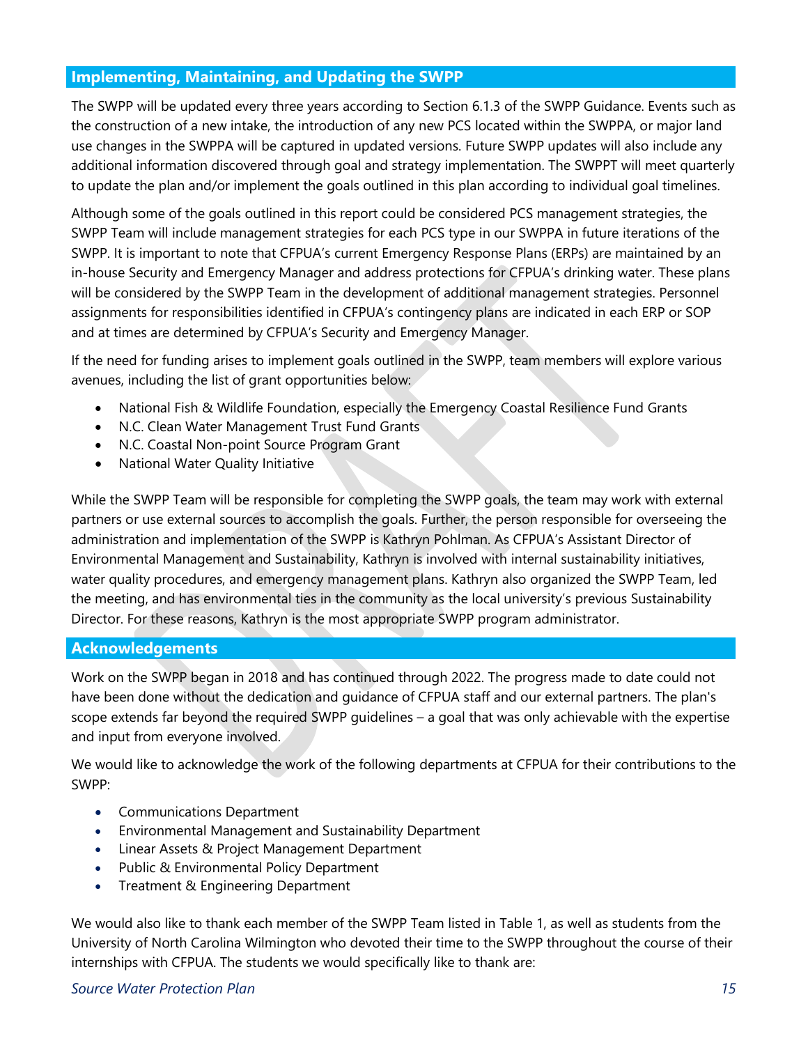## Implementing, Maintaining, and Updating the SWPP

The SWPP will be updated every three years according to Section 6.1.3 of the SWPP Guidance. Events such as the construction of a new intake, the introduction of any new PCS located within the SWPPA, or major land use changes in the SWPPA will be captured in updated versions. Future SWPP updates will also include any additional information discovered through goal and strategy implementation. The SWPPT will meet quarterly to update the plan and/or implement the goals outlined in this plan according to individual goal timelines.

Although some of the goals outlined in this report could be considered PCS management strategies, the SWPP Team will include management strategies for each PCS type in our SWPPA in future iterations of the SWPP. It is important to note that CFPUA's current Emergency Response Plans (ERPs) are maintained by an in-house Security and Emergency Manager and address protections for CFPUA's drinking water. These plans will be considered by the SWPP Team in the development of additional management strategies. Personnel assignments for responsibilities identified in CFPUA's contingency plans are indicated in each ERP or SOP and at times are determined by CFPUA's Security and Emergency Manager.

If the need for funding arises to implement goals outlined in the SWPP, team members will explore various avenues, including the list of grant opportunities below:

- National Fish & Wildlife Foundation, especially the Emergency Coastal Resilience Fund Grants
- N.C. Clean Water Management Trust Fund Grants
- N.C. Coastal Non-point Source Program Grant
- National Water Quality Initiative

While the SWPP Team will be responsible for completing the SWPP goals, the team may work with external partners or use external sources to accomplish the goals. Further, the person responsible for overseeing the administration and implementation of the SWPP is Kathryn Pohlman. As CFPUA's Assistant Director of Environmental Management and Sustainability, Kathryn is involved with internal sustainability initiatives, water quality procedures, and emergency management plans. Kathryn also organized the SWPP Team, led the meeting, and has environmental ties in the community as the local university's previous Sustainability Director. For these reasons, Kathryn is the most appropriate SWPP program administrator.

## Acknowledgements

Work on the SWPP began in 2018 and has continued through 2022. The progress made to date could not have been done without the dedication and guidance of CFPUA staff and our external partners. The plan's scope extends far beyond the required SWPP guidelines – a goal that was only achievable with the expertise and input from everyone involved.

We would like to acknowledge the work of the following departments at CFPUA for their contributions to the SWPP:

- Communications Department
- Environmental Management and Sustainability Department
- Linear Assets & Project Management Department
- Public & Environmental Policy Department
- Treatment & Engineering Department

We would also like to thank each member of the SWPP Team listed in Table 1, as well as students from the University of North Carolina Wilmington who devoted their time to the SWPP throughout the course of their internships with CFPUA. The students we would specifically like to thank are: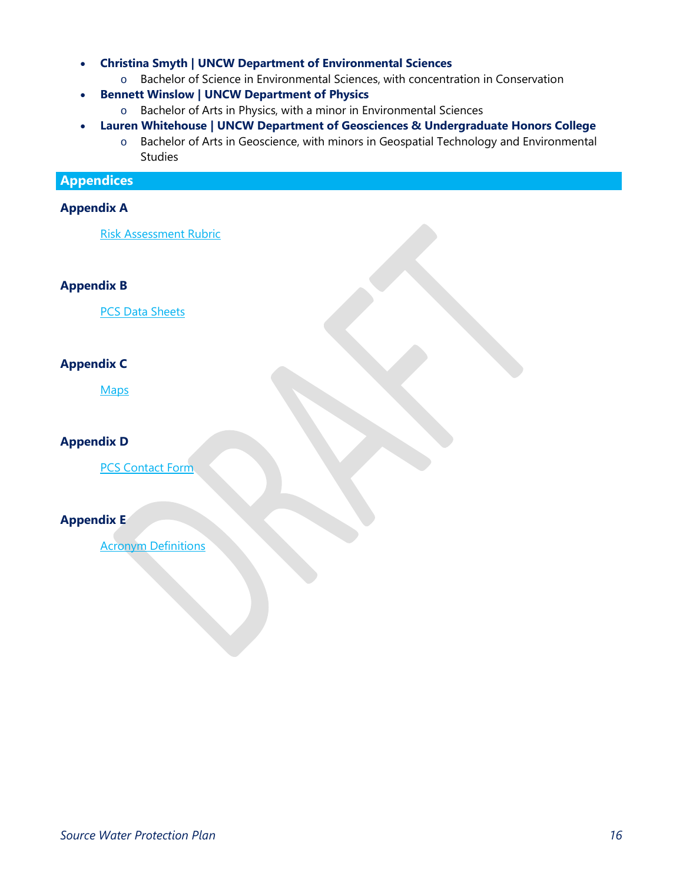- **Christina Smyth | UNCW Department of Environmental Sciences**
  - Bachelor of Science in Environmental Sciences, with concentration in Conservation
- **Bennett Winslow | UNCW Department of Physics**
  - Bachelor of Arts in Physics, with a minor in Environmental Sciences
- **Lauren Whitehouse | UNCW Department of Geosciences & Undergraduate Honors College**
  - Bachelor of Arts in Geoscience, with minors in Geospatial Technology and Environmental Studies

## Appendices

### Appendix A

Risk Assessment Rubric

### Appendix B

PCS Data Sheets

### Appendix C

Maps

### Appendix D

PCS Contact Form

### Appendix E

Acronym Definitions